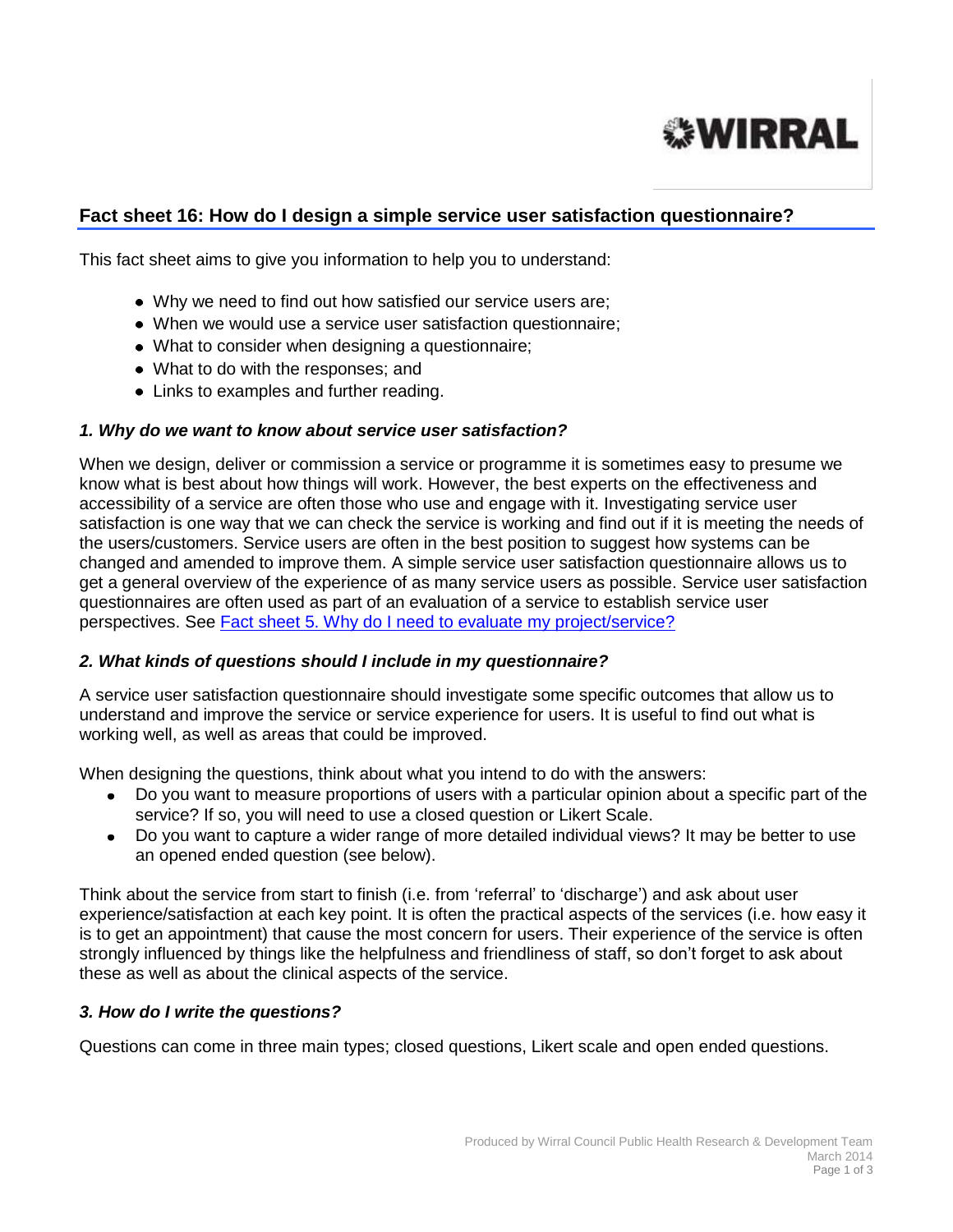WIRRAL

## Fact sheet 16: How do I design a simple service user satisfaction questionnaire?

This fact sheet aims to give you information to help you to understand:

- Why we need to find out how satisfied our service users are;
- When we would use a service user satisfaction questionnaire;
- What to consider when designing a questionnaire;
- What to do with the responses; and
- Links to examples and further reading.

### *1. Why do we want to know about service user satisfaction?*

When we design, deliver or commission a service or programme it is sometimes easy to presume we know what is best about how things will work. However, the best experts on the effectiveness and accessibility of a service are often those who use and engage with it. Investigating service user satisfaction is one way that we can check the service is working and find out if it is meeting the needs of the users/customers. Service users are often in the best position to suggest how systems can be changed and amended to improve them. A simple service user satisfaction questionnaire allows us to get a general overview of the experience of as many service users as possible. Service user satisfaction questionnaires are often used as part of an evaluation of a service to establish service user perspectives. See [Fact sheet 5. Why do I need to evaluate my project/service?]

### *2. What kinds of questions should I include in my questionnaire?*

A service user satisfaction questionnaire should investigate some specific outcomes that allow us to understand and improve the service or service experience for users. It is useful to find out what is working well, as well as areas that could be improved.

When designing the questions, think about what you intend to do with the answers:

- Do you want to measure proportions of users with a particular opinion about a specific part of the service? If so, you will need to use a closed question or Likert Scale.
- Do you want to capture a wider range of more detailed individual views? It may be better to use an opened ended question (see below).

Think about the service from start to finish (i.e. from 'referral' to 'discharge') and ask about user experience/satisfaction at each key point. It is often the practical aspects of the services (i.e. how easy it is to get an appointment) that cause the most concern for users. Their experience of the service is often strongly influenced by things like the helpfulness and friendliness of staff, so don't forget to ask about these as well as about the clinical aspects of the service.

### *3. How do I write the questions?*

Questions can come in three main types; closed questions, Likert scale and open ended questions.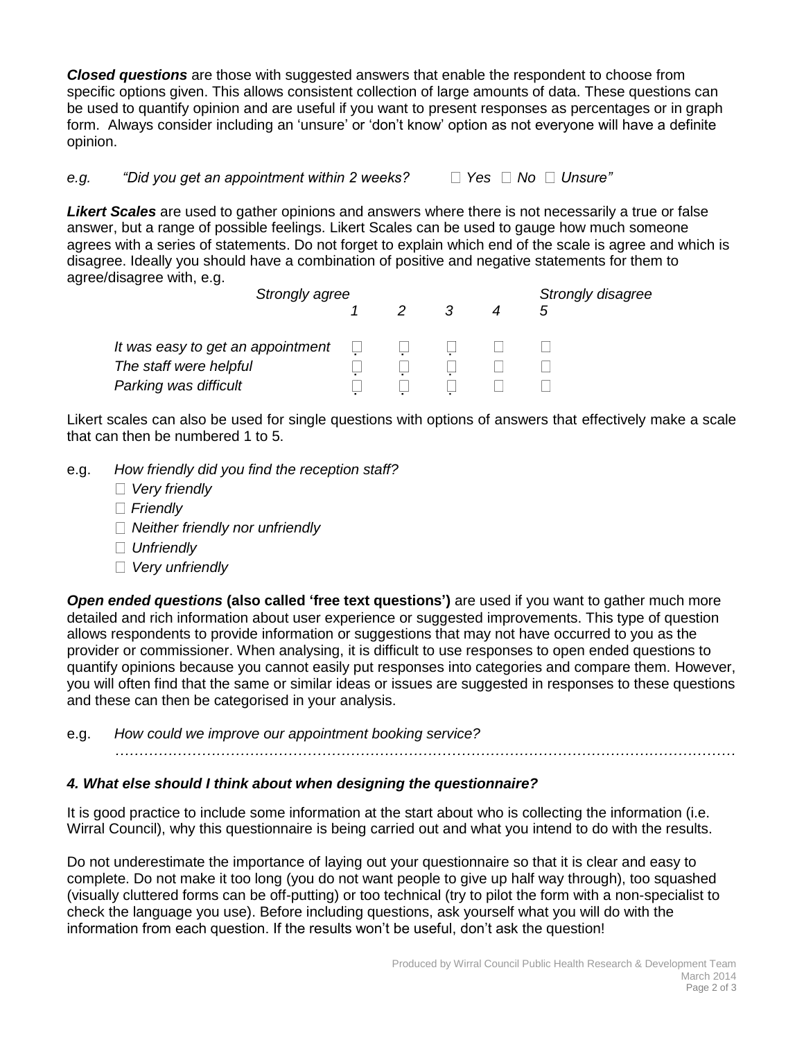***Closed questions*** are those with suggested answers that enable the respondent to choose from specific options given. This allows consistent collection of large amounts of data. These questions can be used to quantify opinion and are useful if you want to present responses as percentages or in graph form. Always consider including an 'unsure' or 'don't know' option as not everyone will have a definite opinion.

*e.g. "Did you get an appointment within 2 weeks? ☐ Yes ☐ No ☐ Unsure"*

***Likert Scales*** are used to gather opinions and answers where there is not necessarily a true or false answer, but a range of possible feelings. Likert Scales can be used to gauge how much someone agrees with a series of statements. Do not forget to explain which end of the scale is agree and which is disagree. Ideally you should have a combination of positive and negative statements for them to agree/disagree with, e.g.

| | *Strongly agree* 1 | *2* | *3* | *4* | *Strongly disagree* 5 |
|---|---|---|---|---|---|
| *It was easy to get an appointment* | ☐ | ☐ | ☐ | ☐ | ☐ |
| *The staff were helpful* | ☐ | ☐ | ☐ | ☐ | ☐ |
| *Parking was difficult* | ☐ | ☐ | ☐ | ☐ | ☐ |

Likert scales can also be used for single questions with options of answers that effectively make a scale that can then be numbered 1 to 5.

e.g. *How friendly did you find the reception staff?*

- ☐ *Very friendly*
- ☐ *Friendly*
- ☐ *Neither friendly nor unfriendly*
- ☐ *Unfriendly*
- ☐ *Very unfriendly*

***Open ended questions*** **(also called 'free text questions')** are used if you want to gather much more detailed and rich information about user experience or suggested improvements. This type of question allows respondents to provide information or suggestions that may not have occurred to you as the provider or commissioner. When analysing, it is difficult to use responses to open ended questions to quantify opinions because you cannot easily put responses into categories and compare them. However, you will often find that the same or similar ideas or issues are suggested in responses to these questions and these can then be categorised in your analysis.

e.g. *How could we improve our appointment booking service?*

……………………………………………………………………………………………………………

### *4. What else should I think about when designing the questionnaire?*

It is good practice to include some information at the start about who is collecting the information (i.e. Wirral Council), why this questionnaire is being carried out and what you intend to do with the results.

Do not underestimate the importance of laying out your questionnaire so that it is clear and easy to complete. Do not make it too long (you do not want people to give up half way through), too squashed (visually cluttered forms can be off-putting) or too technical (try to pilot the form with a non-specialist to check the language you use). Before including questions, ask yourself what you will do with the information from each question. If the results won't be useful, don't ask the question!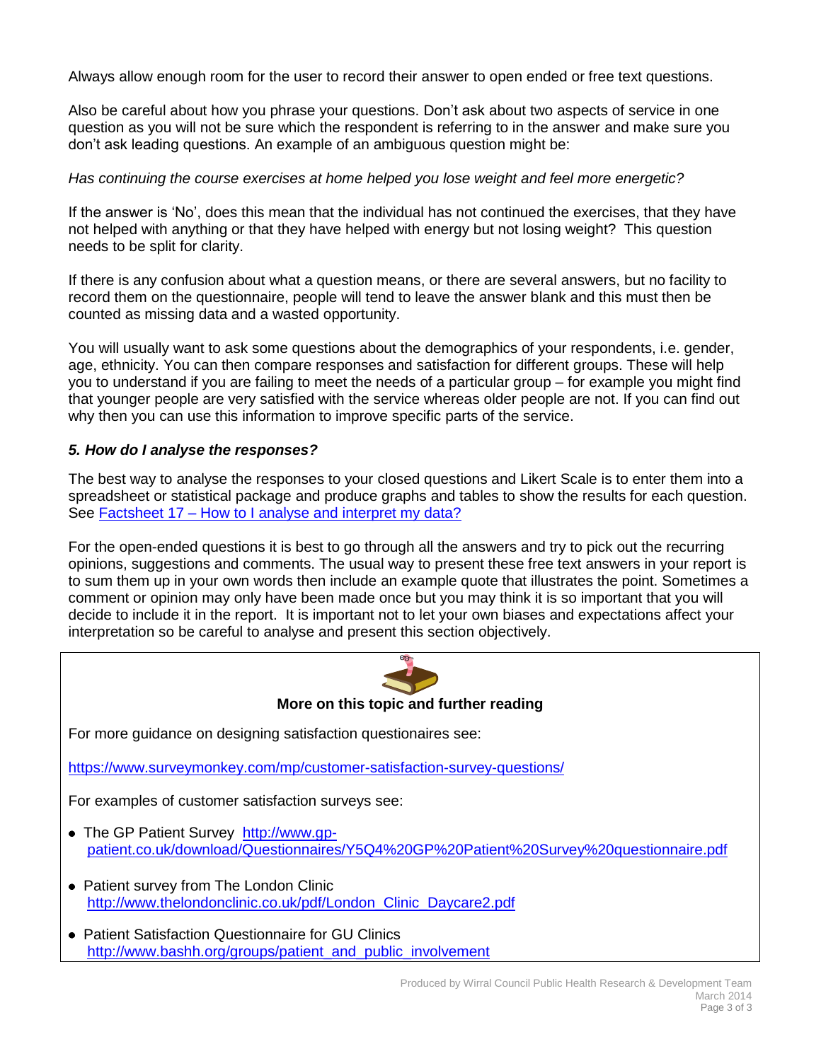Always allow enough room for the user to record their answer to open ended or free text questions.

Also be careful about how you phrase your questions. Don't ask about two aspects of service in one question as you will not be sure which the respondent is referring to in the answer and make sure you don't ask leading questions. An example of an ambiguous question might be:

*Has continuing the course exercises at home helped you lose weight and feel more energetic?*

If the answer is 'No', does this mean that the individual has not continued the exercises, that they have not helped with anything or that they have helped with energy but not losing weight? This question needs to be split for clarity.

If there is any confusion about what a question means, or there are several answers, but no facility to record them on the questionnaire, people will tend to leave the answer blank and this must then be counted as missing data and a wasted opportunity.

You will usually want to ask some questions about the demographics of your respondents, i.e. gender, age, ethnicity. You can then compare responses and satisfaction for different groups. These will help you to understand if you are failing to meet the needs of a particular group – for example you might find that younger people are very satisfied with the service whereas older people are not. If you can find out why then you can use this information to improve specific parts of the service.

### *5. How do I analyse the responses?*

The best way to analyse the responses to your closed questions and Likert Scale is to enter them into a spreadsheet or statistical package and produce graphs and tables to show the results for each question. See [Factsheet 17 – How to I analyse and interpret my data?]

For the open-ended questions it is best to go through all the answers and try to pick out the recurring opinions, suggestions and comments. The usual way to present these free text answers in your report is to sum them up in your own words then include an example quote that illustrates the point. Sometimes a comment or opinion may only have been made once but you may think it is so important that you will decide to include it in the report. It is important not to let your own biases and expectations affect your interpretation so be careful to analyse and present this section objectively.

**More on this topic and further reading**

For more guidance on designing satisfaction questionaires see:

https://www.surveymonkey.com/mp/customer-satisfaction-survey-questions/

For examples of customer satisfaction surveys see:

- The GP Patient Survey http://www.gp-patient.co.uk/download/Questionnaires/Y5Q4%20GP%20Patient%20Survey%20questionnaire.pdf
- Patient survey from The London Clinic http://www.thelondonclinic.co.uk/pdf/London_Clinic_Daycare2.pdf
- Patient Satisfaction Questionnaire for GU Clinics http://www.bashh.org/groups/patient_and_public_involvement

Produced by Wirral Council Public Health Research & Development Team
March 2014